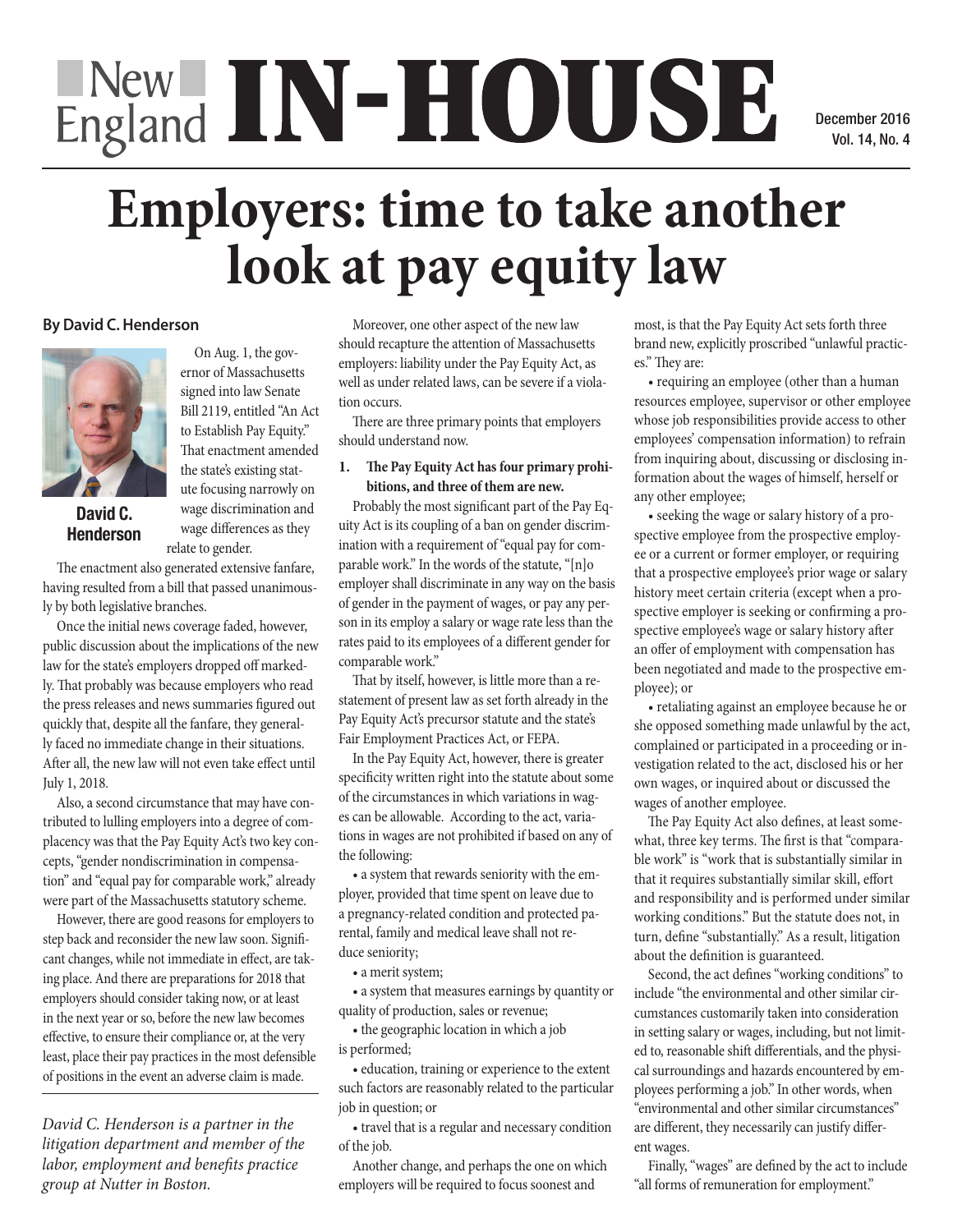# Employers: time to take another look at pay equity law

**By David C. Henderson**

**David C. Henderson**

On Aug. 1, the governor of Massachusetts signed into law Senate Bill 2119, entitled "An Act to Establish Pay Equity." That enactment amended the state's existing statute focusing narrowly on wage discrimination and wage differences as they relate to gender.

The enactment also generated extensive fanfare, having resulted from a bill that passed unanimously by both legislative branches.

Once the initial news coverage faded, however, public discussion about the implications of the new law for the state's employers dropped off markedly. That probably was because employers who read the press releases and news summaries figured out quickly that, despite all the fanfare, they generally faced no immediate change in their situations. After all, the new law will not even take effect until July 1, 2018.

Also, a second circumstance that may have contributed to lulling employers into a degree of complacency was that the Pay Equity Act's two key concepts, "gender nondiscrimination in compensation" and "equal pay for comparable work," already were part of the Massachusetts statutory scheme.

However, there are good reasons for employers to step back and reconsider the new law soon. Significant changes, while not immediate in effect, are taking place. And there are preparations for 2018 that employers should consider taking now, or at least in the next year or so, before the new law becomes effective, to ensure their compliance or, at the very least, place their pay practices in the most defensible of positions in the event an adverse claim is made.

*David C. Henderson is a partner in the litigation department and member of the labor, employment and benefits practice group at Nutter in Boston.*

Moreover, one other aspect of the new law should recapture the attention of Massachusetts employers: liability under the Pay Equity Act, as well as under related laws, can be severe if a violation occurs.

There are three primary points that employers should understand now.

**1. The Pay Equity Act has four primary prohibitions, and three of them are new.**

Probably the most significant part of the Pay Equity Act is its coupling of a ban on gender discrimination with a requirement of "equal pay for comparable work." In the words of the statute, "[n]o employer shall discriminate in any way on the basis of gender in the payment of wages, or pay any person in its employ a salary or wage rate less than the rates paid to its employees of a different gender for comparable work."

That by itself, however, is little more than a restatement of present law as set forth already in the Pay Equity Act's precursor statute and the state's Fair Employment Practices Act, or FEPA.

In the Pay Equity Act, however, there is greater specificity written right into the statute about some of the circumstances in which variations in wages can be allowable. According to the act, variations in wages are not prohibited if based on any of the following:

- a system that rewards seniority with the employer, provided that time spent on leave due to a pregnancy-related condition and protected parental, family and medical leave shall not reduce seniority;
- a merit system;
- a system that measures earnings by quantity or quality of production, sales or revenue;
- the geographic location in which a job is performed;
- education, training or experience to the extent such factors are reasonably related to the particular job in question; or
- travel that is a regular and necessary condition of the job.

Another change, and perhaps the one on which employers will be required to focus soonest and most, is that the Pay Equity Act sets forth three brand new, explicitly proscribed "unlawful practices." They are:

- requiring an employee (other than a human resources employee, supervisor or other employee whose job responsibilities provide access to other employees' compensation information) to refrain from inquiring about, discussing or disclosing information about the wages of himself, herself or any other employee;
- seeking the wage or salary history of a prospective employee from the prospective employee or a current or former employer, or requiring that a prospective employee's prior wage or salary history meet certain criteria (except when a prospective employer is seeking or confirming a prospective employee's wage or salary history after an offer of employment with compensation has been negotiated and made to the prospective employee); or
- retaliating against an employee because he or she opposed something made unlawful by the act, complained or participated in a proceeding or investigation related to the act, disclosed his or her own wages, or inquired about or discussed the wages of another employee.

The Pay Equity Act also defines, at least somewhat, three key terms. The first is that "comparable work" is "work that is substantially similar in that it requires substantially similar skill, effort and responsibility and is performed under similar working conditions." But the statute does not, in turn, define "substantially." As a result, litigation about the definition is guaranteed.

Second, the act defines "working conditions" to include "the environmental and other similar circumstances customarily taken into consideration in setting salary or wages, including, but not limited to, reasonable shift differentials, and the physical surroundings and hazards encountered by employees performing a job." In other words, when "environmental and other similar circumstances" are different, they necessarily can justify different wages.

Finally, "wages" are defined by the act to include "all forms of remuneration for employment."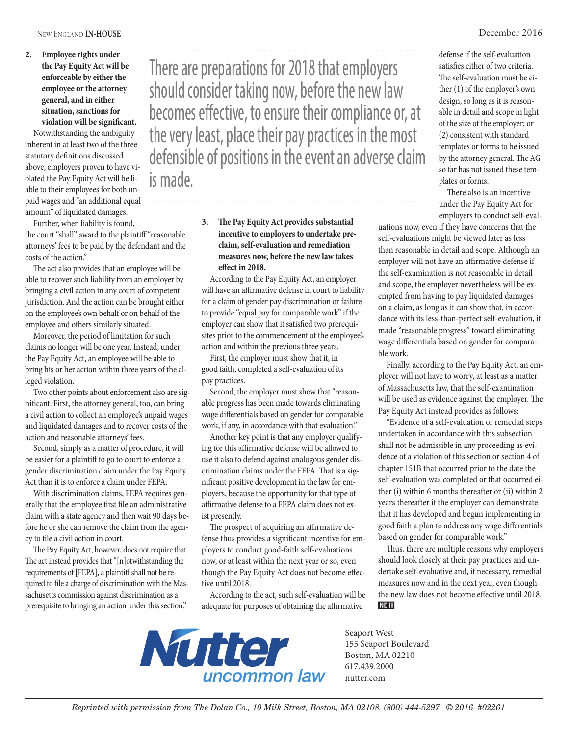2. **Employee rights under the Pay Equity Act will be enforceable by either the employee or the attorney general, and in either situation, sanctions for violation will be significant.**

Notwithstanding the ambiguity inherent in at least two of the three statutory definitions discussed above, employers proven to have violated the Pay Equity Act will be liable to their employees for both unpaid wages and "an additional equal amount" of liquidated damages.

Further, when liability is found, the court "shall" award to the plaintiff "reasonable attorneys' fees to be paid by the defendant and the costs of the action."

The act also provides that an employee will be able to recover such liability from an employer by bringing a civil action in any court of competent jurisdiction. And the action can be brought either on the employee's own behalf or on behalf of the employee and others similarly situated.

Moreover, the period of limitation for such claims no longer will be one year. Instead, under the Pay Equity Act, an employee will be able to bring his or her action within three years of the alleged violation.

Two other points about enforcement also are significant. First, the attorney general, too, can bring a civil action to collect an employee's unpaid wages and liquidated damages and to recover costs of the action and reasonable attorneys' fees.

Second, simply as a matter of procedure, it will be easier for a plaintiff to go to court to enforce a gender discrimination claim under the Pay Equity Act than it is to enforce a claim under FEPA.

With discrimination claims, FEPA requires generally that the employee first file an administrative claim with a state agency and then wait 90 days before he or she can remove the claim from the agency to file a civil action in court.

The Pay Equity Act, however, does not require that. The act instead provides that "[n]otwithstanding the requirements of [FEPA], a plaintiff shall not be required to file a charge of discrimination with the Massachusetts commission against discrimination as a prerequisite to bringing an action under this section."

> There are preparations for 2018 that employers should consider taking now, before the new law becomes effective, to ensure their compliance or, at the very least, place their pay practices in the most defensible of positions in the event an adverse claim is made.

3. **The Pay Equity Act provides substantial incentive to employers to undertake pre-claim, self-evaluation and remediation measures now, before the new law takes effect in 2018.**

According to the Pay Equity Act, an employer will have an affirmative defense in court to liability for a claim of gender pay discrimination or failure to provide "equal pay for comparable work" if the employer can show that it satisfied two prerequisites prior to the commencement of the employee's action and within the previous three years.

First, the employer must show that it, in good faith, completed a self-evaluation of its pay practices.

Second, the employer must show that "reasonable progress has been made towards eliminating wage differentials based on gender for comparable work, if any, in accordance with that evaluation."

Another key point is that any employer qualifying for this affirmative defense will be allowed to use it also to defend against analogous gender discrimination claims under the FEPA. That is a significant positive development in the law for employers, because the opportunity for that type of affirmative defense to a FEPA claim does not exist presently.

The prospect of acquiring an affirmative defense thus provides a significant incentive for employers to conduct good-faith self-evaluations now, or at least within the next year or so, even though the Pay Equity Act does not become effective until 2018.

According to the act, such self-evaluation will be adequate for purposes of obtaining the affirmative defense if the self-evaluation satisfies either of two criteria. The self-evaluation must be either (1) of the employer's own design, so long as it is reasonable in detail and scope in light of the size of the employer; or (2) consistent with standard templates or forms to be issued by the attorney general. The AG so far has not issued these templates or forms.

There also is an incentive under the Pay Equity Act for employers to conduct self-evaluations now, even if they have concerns that the self-evaluations might be viewed later as less than reasonable in detail and scope. Although an employer will not have an affirmative defense if the self-examination is not reasonable in detail and scope, the employer nevertheless will be exempted from having to pay liquidated damages on a claim, as long as it can show that, in accordance with its less-than-perfect self-evaluation, it made "reasonable progress" toward eliminating wage differentials based on gender for comparable work.

Finally, according to the Pay Equity Act, an employer will not have to worry, at least as a matter of Massachusetts law, that the self-examination will be used as evidence against the employer. The Pay Equity Act instead provides as follows:

"Evidence of a self-evaluation or remedial steps undertaken in accordance with this subsection shall not be admissible in any proceeding as evidence of a violation of this section or section 4 of chapter 151B that occurred prior to the date the self-evaluation was completed or that occurred either (i) within 6 months thereafter or (ii) within 2 years thereafter if the employer can demonstrate that it has developed and begun implementing in good faith a plan to address any wage differentials based on gender for comparable work."

Thus, there are multiple reasons why employers should look closely at their pay practices and undertake self-evaluative and, if necessary, remedial measures now and in the next year, even though the new law does not become effective until 2018.

Nutter uncommon law

Seaport West
155 Seaport Boulevard
Boston, MA 02210
617.439.2000
nutter.com

*Reprinted with permission from The Dolan Co., 10 Milk Street, Boston, MA 02108. (800) 444-5297 © 2016 #02261*